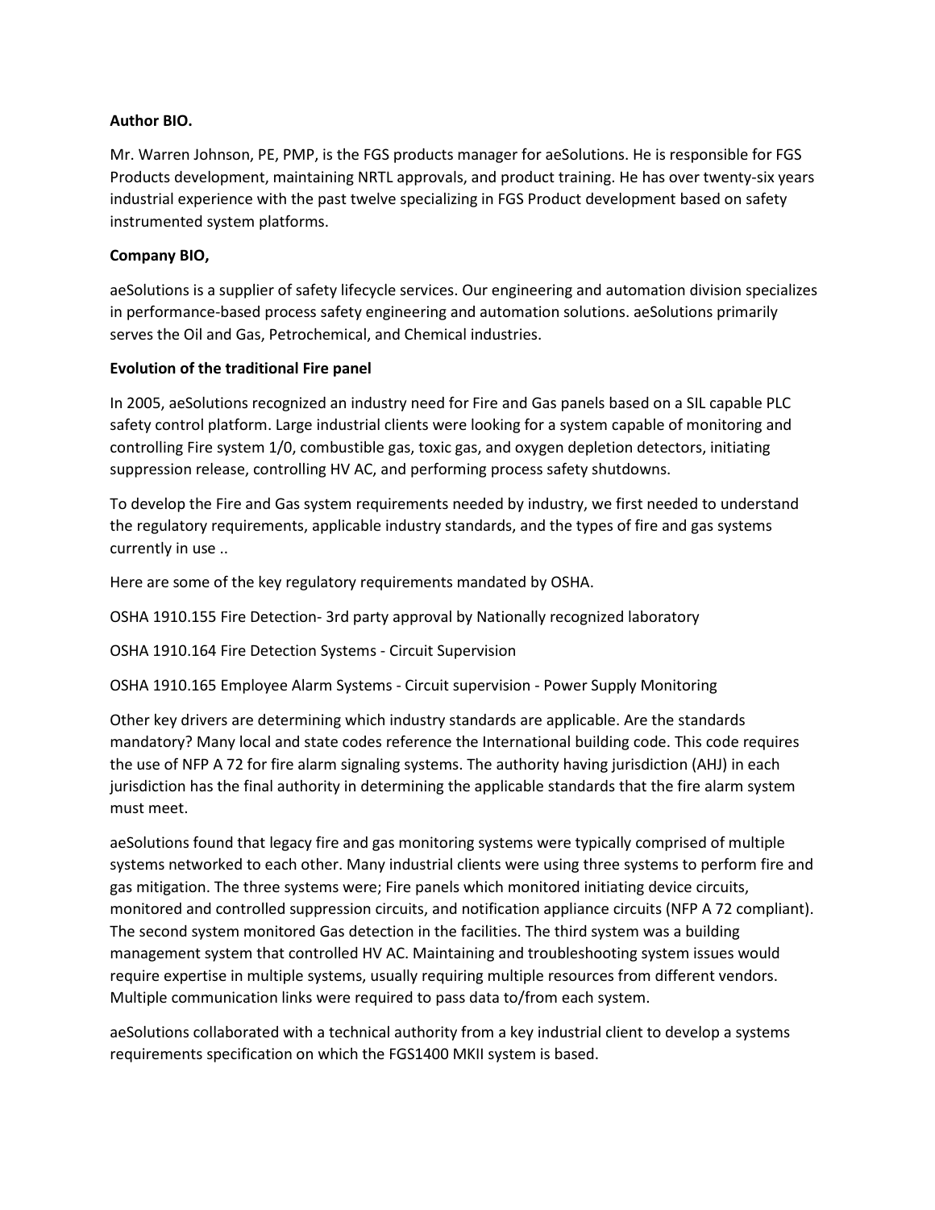**Author BIO.**

Mr. Warren Johnson, PE, PMP, is the FGS products manager for aeSolutions. He is responsible for FGS Products development, maintaining NRTL approvals, and product training. He has over twenty-six years industrial experience with the past twelve specializing in FGS Product development based on safety instrumented system platforms.

**Company BIO,**

aeSolutions is a supplier of safety lifecycle services. Our engineering and automation division specializes in performance-based process safety engineering and automation solutions. aeSolutions primarily serves the Oil and Gas, Petrochemical, and Chemical industries.

**Evolution of the traditional Fire panel**

In 2005, aeSolutions recognized an industry need for Fire and Gas panels based on a SIL capable PLC safety control platform. Large industrial clients were looking for a system capable of monitoring and controlling Fire system 1/0, combustible gas, toxic gas, and oxygen depletion detectors, initiating suppression release, controlling HV AC, and performing process safety shutdowns.

To develop the Fire and Gas system requirements needed by industry, we first needed to understand the regulatory requirements, applicable industry standards, and the types of fire and gas systems currently in use ..

Here are some of the key regulatory requirements mandated by OSHA.

OSHA 1910.155 Fire Detection- 3rd party approval by Nationally recognized laboratory

OSHA 1910.164 Fire Detection Systems - Circuit Supervision

OSHA 1910.165 Employee Alarm Systems - Circuit supervision - Power Supply Monitoring

Other key drivers are determining which industry standards are applicable. Are the standards mandatory? Many local and state codes reference the International building code. This code requires the use of NFP A 72 for fire alarm signaling systems. The authority having jurisdiction (AHJ) in each jurisdiction has the final authority in determining the applicable standards that the fire alarm system must meet.

aeSolutions found that legacy fire and gas monitoring systems were typically comprised of multiple systems networked to each other. Many industrial clients were using three systems to perform fire and gas mitigation. The three systems were; Fire panels which monitored initiating device circuits, monitored and controlled suppression circuits, and notification appliance circuits (NFP A 72 compliant). The second system monitored Gas detection in the facilities. The third system was a building management system that controlled HV AC. Maintaining and troubleshooting system issues would require expertise in multiple systems, usually requiring multiple resources from different vendors. Multiple communication links were required to pass data to/from each system.

aeSolutions collaborated with a technical authority from a key industrial client to develop a systems requirements specification on which the FGS1400 MKII system is based.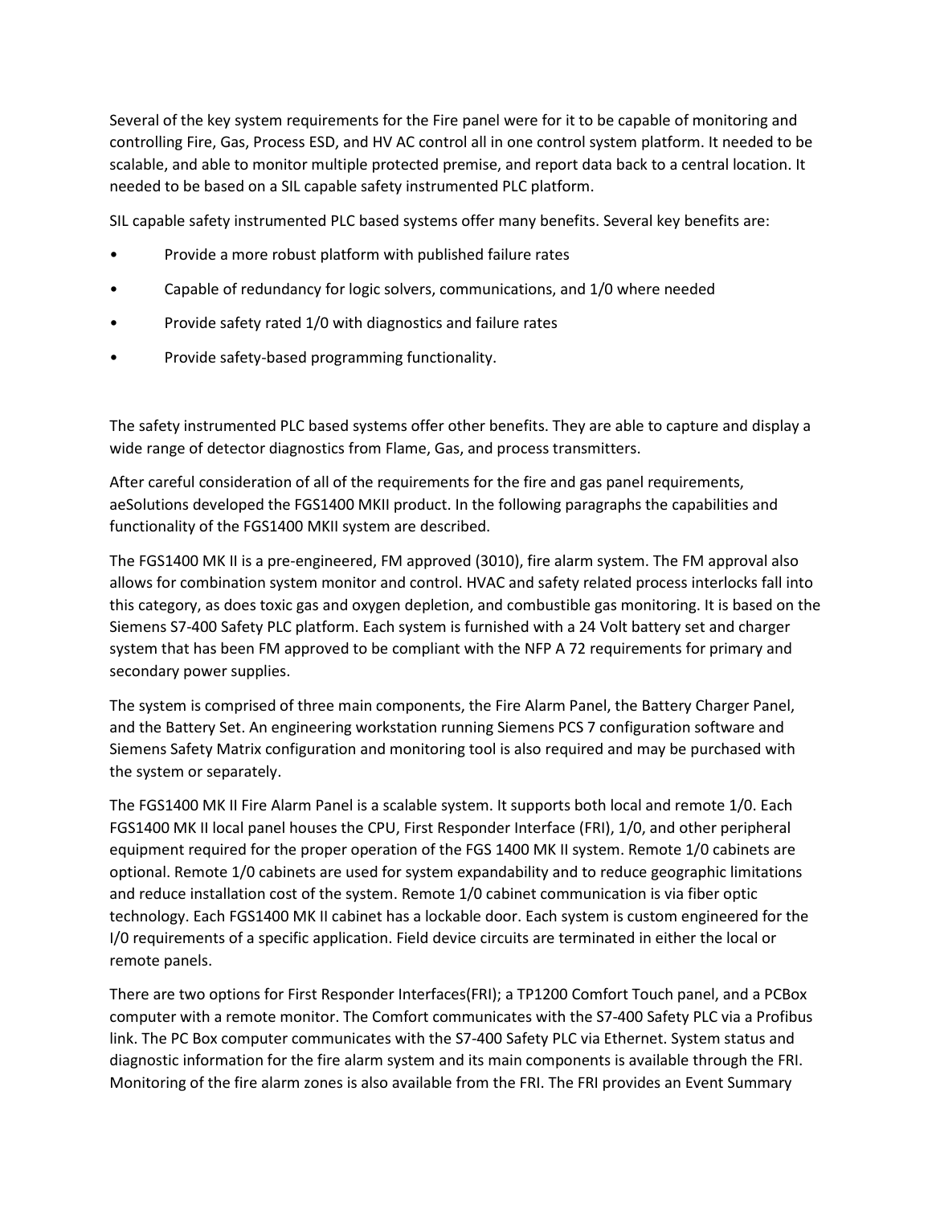Several of the key system requirements for the Fire panel were for it to be capable of monitoring and controlling Fire, Gas, Process ESD, and HV AC control all in one control system platform. It needed to be scalable, and able to monitor multiple protected premise, and report data back to a central location. It needed to be based on a SIL capable safety instrumented PLC platform.

SIL capable safety instrumented PLC based systems offer many benefits. Several key benefits are:

- Provide a more robust platform with published failure rates
- Capable of redundancy for logic solvers, communications, and 1/0 where needed
- Provide safety rated 1/0 with diagnostics and failure rates
- Provide safety-based programming functionality.

The safety instrumented PLC based systems offer other benefits. They are able to capture and display a wide range of detector diagnostics from Flame, Gas, and process transmitters.

After careful consideration of all of the requirements for the fire and gas panel requirements, aeSolutions developed the FGS1400 MKII product. In the following paragraphs the capabilities and functionality of the FGS1400 MKII system are described.

The FGS1400 MK II is a pre-engineered, FM approved (3010), fire alarm system. The FM approval also allows for combination system monitor and control. HVAC and safety related process interlocks fall into this category, as does toxic gas and oxygen depletion, and combustible gas monitoring. It is based on the Siemens S7-400 Safety PLC platform. Each system is furnished with a 24 Volt battery set and charger system that has been FM approved to be compliant with the NFP A 72 requirements for primary and secondary power supplies.

The system is comprised of three main components, the Fire Alarm Panel, the Battery Charger Panel, and the Battery Set. An engineering workstation running Siemens PCS 7 configuration software and Siemens Safety Matrix configuration and monitoring tool is also required and may be purchased with the system or separately.

The FGS1400 MK II Fire Alarm Panel is a scalable system. It supports both local and remote 1/0. Each FGS1400 MK II local panel houses the CPU, First Responder Interface (FRI), 1/0, and other peripheral equipment required for the proper operation of the FGS 1400 MK II system. Remote 1/0 cabinets are optional. Remote 1/0 cabinets are used for system expandability and to reduce geographic limitations and reduce installation cost of the system. Remote 1/0 cabinet communication is via fiber optic technology. Each FGS1400 MK II cabinet has a lockable door. Each system is custom engineered for the I/0 requirements of a specific application. Field device circuits are terminated in either the local or remote panels.

There are two options for First Responder Interfaces(FRI); a TP1200 Comfort Touch panel, and a PCBox computer with a remote monitor. The Comfort communicates with the S7-400 Safety PLC via a Profibus link. The PC Box computer communicates with the S7-400 Safety PLC via Ethernet. System status and diagnostic information for the fire alarm system and its main components is available through the FRI. Monitoring of the fire alarm zones is also available from the FRI. The FRI provides an Event Summary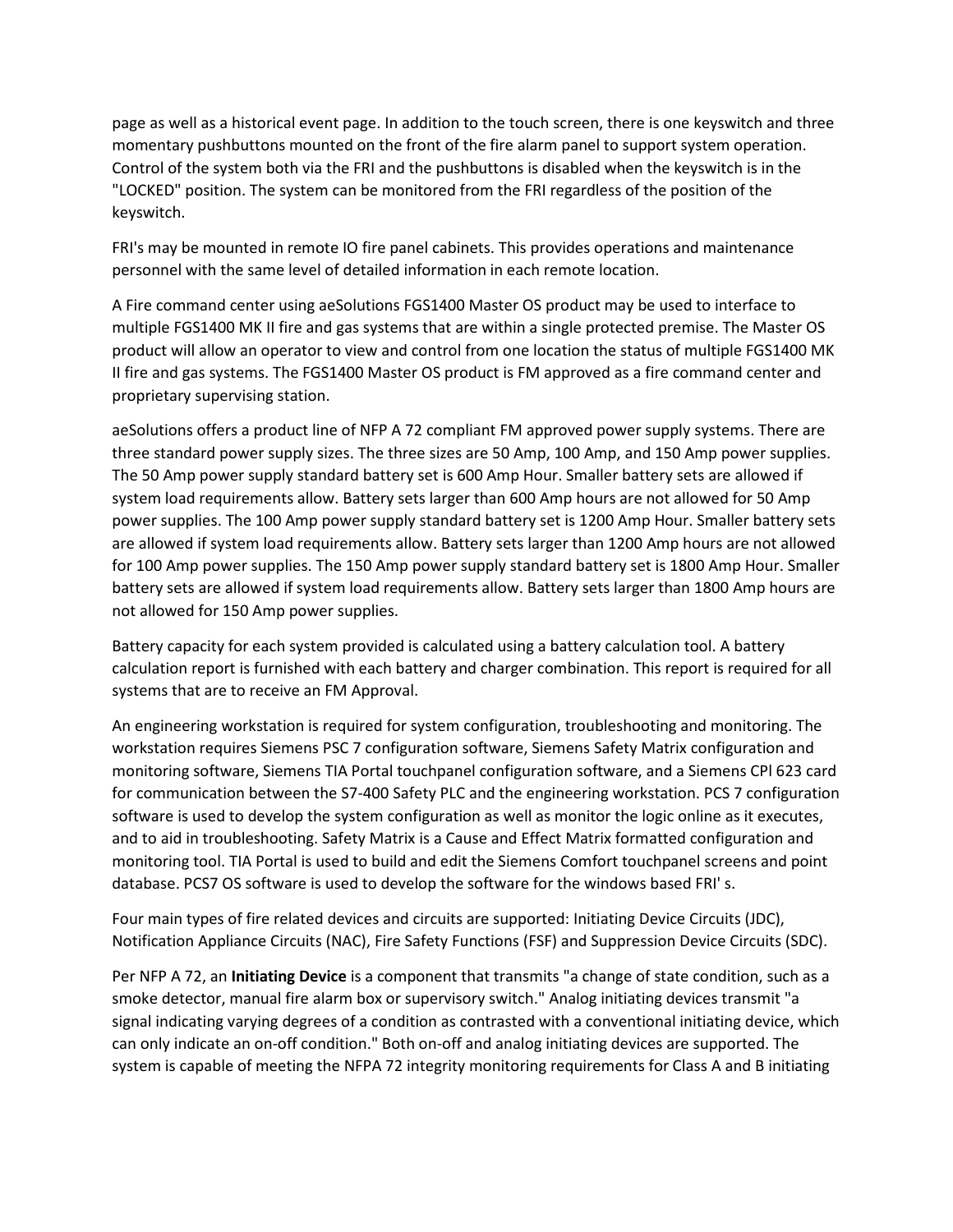page as well as a historical event page. In addition to the touch screen, there is one keyswitch and three momentary pushbuttons mounted on the front of the fire alarm panel to support system operation. Control of the system both via the FRI and the pushbuttons is disabled when the keyswitch is in the "LOCKED" position. The system can be monitored from the FRI regardless of the position of the keyswitch.

FRI's may be mounted in remote IO fire panel cabinets. This provides operations and maintenance personnel with the same level of detailed information in each remote location.

A Fire command center using aeSolutions FGS1400 Master OS product may be used to interface to multiple FGS1400 MK II fire and gas systems that are within a single protected premise. The Master OS product will allow an operator to view and control from one location the status of multiple FGS1400 MK II fire and gas systems. The FGS1400 Master OS product is FM approved as a fire command center and proprietary supervising station.

aeSolutions offers a product line of NFP A 72 compliant FM approved power supply systems. There are three standard power supply sizes. The three sizes are 50 Amp, 100 Amp, and 150 Amp power supplies. The 50 Amp power supply standard battery set is 600 Amp Hour. Smaller battery sets are allowed if system load requirements allow. Battery sets larger than 600 Amp hours are not allowed for 50 Amp power supplies. The 100 Amp power supply standard battery set is 1200 Amp Hour. Smaller battery sets are allowed if system load requirements allow. Battery sets larger than 1200 Amp hours are not allowed for 100 Amp power supplies. The 150 Amp power supply standard battery set is 1800 Amp Hour. Smaller battery sets are allowed if system load requirements allow. Battery sets larger than 1800 Amp hours are not allowed for 150 Amp power supplies.

Battery capacity for each system provided is calculated using a battery calculation tool. A battery calculation report is furnished with each battery and charger combination. This report is required for all systems that are to receive an FM Approval.

An engineering workstation is required for system configuration, troubleshooting and monitoring. The workstation requires Siemens PSC 7 configuration software, Siemens Safety Matrix configuration and monitoring software, Siemens TIA Portal touchpanel configuration software, and a Siemens CPl 623 card for communication between the S7-400 Safety PLC and the engineering workstation. PCS 7 configuration software is used to develop the system configuration as well as monitor the logic online as it executes, and to aid in troubleshooting. Safety Matrix is a Cause and Effect Matrix formatted configuration and monitoring tool. TIA Portal is used to build and edit the Siemens Comfort touchpanel screens and point database. PCS7 OS software is used to develop the software for the windows based FRI' s.

Four main types of fire related devices and circuits are supported: Initiating Device Circuits (JDC), Notification Appliance Circuits (NAC), Fire Safety Functions (FSF) and Suppression Device Circuits (SDC).

Per NFP A 72, an **Initiating Device** is a component that transmits "a change of state condition, such as a smoke detector, manual fire alarm box or supervisory switch." Analog initiating devices transmit "a signal indicating varying degrees of a condition as contrasted with a conventional initiating device, which can only indicate an on-off condition." Both on-off and analog initiating devices are supported. The system is capable of meeting the NFPA 72 integrity monitoring requirements for Class A and B initiating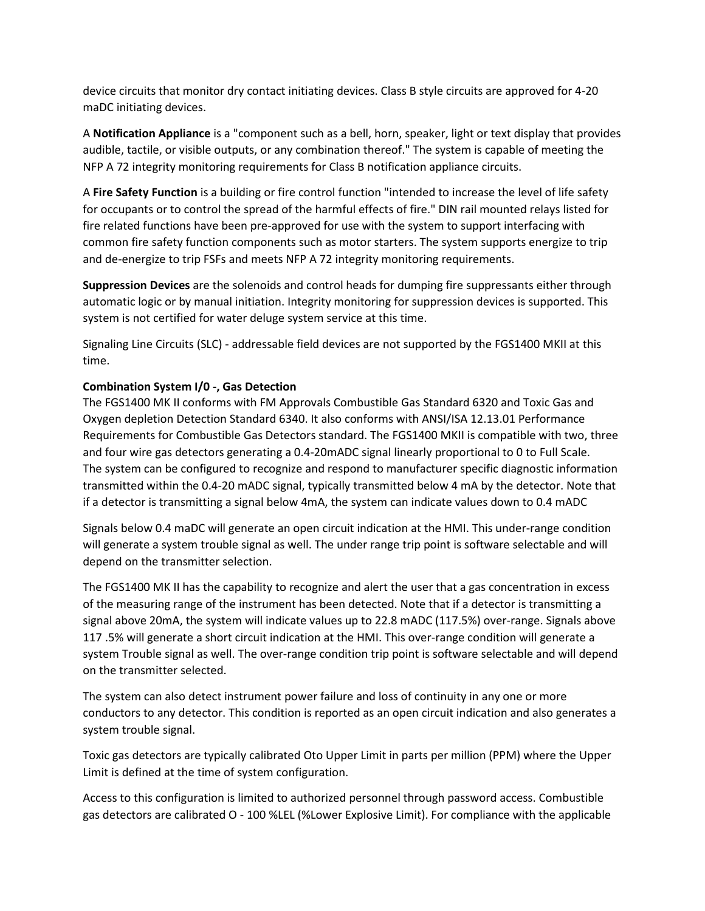device circuits that monitor dry contact initiating devices. Class B style circuits are approved for 4-20 maDC initiating devices.

A **Notification Appliance** is a "component such as a bell, horn, speaker, light or text display that provides audible, tactile, or visible outputs, or any combination thereof." The system is capable of meeting the NFP A 72 integrity monitoring requirements for Class B notification appliance circuits.

A **Fire Safety Function** is a building or fire control function "intended to increase the level of life safety for occupants or to control the spread of the harmful effects of fire." DIN rail mounted relays listed for fire related functions have been pre-approved for use with the system to support interfacing with common fire safety function components such as motor starters. The system supports energize to trip and de-energize to trip FSFs and meets NFP A 72 integrity monitoring requirements.

**Suppression Devices** are the solenoids and control heads for dumping fire suppressants either through automatic logic or by manual initiation. Integrity monitoring for suppression devices is supported. This system is not certified for water deluge system service at this time.

Signaling Line Circuits (SLC) - addressable field devices are not supported by the FGS1400 MKII at this time.

**Combination System I/0 -, Gas Detection**
The FGS1400 MK II conforms with FM Approvals Combustible Gas Standard 6320 and Toxic Gas and Oxygen depletion Detection Standard 6340. It also conforms with ANSI/ISA 12.13.01 Performance Requirements for Combustible Gas Detectors standard. The FGS1400 MKII is compatible with two, three and four wire gas detectors generating a 0.4-20mADC signal linearly proportional to 0 to Full Scale. The system can be configured to recognize and respond to manufacturer specific diagnostic information transmitted within the 0.4-20 mADC signal, typically transmitted below 4 mA by the detector. Note that if a detector is transmitting a signal below 4mA, the system can indicate values down to 0.4 mADC

Signals below 0.4 maDC will generate an open circuit indication at the HMI. This under-range condition will generate a system trouble signal as well. The under range trip point is software selectable and will depend on the transmitter selection.

The FGS1400 MK II has the capability to recognize and alert the user that a gas concentration in excess of the measuring range of the instrument has been detected. Note that if a detector is transmitting a signal above 20mA, the system will indicate values up to 22.8 mADC (117.5%) over-range. Signals above 117 .5% will generate a short circuit indication at the HMI. This over-range condition will generate a system Trouble signal as well. The over-range condition trip point is software selectable and will depend on the transmitter selected.

The system can also detect instrument power failure and loss of continuity in any one or more conductors to any detector. This condition is reported as an open circuit indication and also generates a system trouble signal.

Toxic gas detectors are typically calibrated Oto Upper Limit in parts per million (PPM) where the Upper Limit is defined at the time of system configuration.

Access to this configuration is limited to authorized personnel through password access. Combustible gas detectors are calibrated O - 100 %LEL (%Lower Explosive Limit). For compliance with the applicable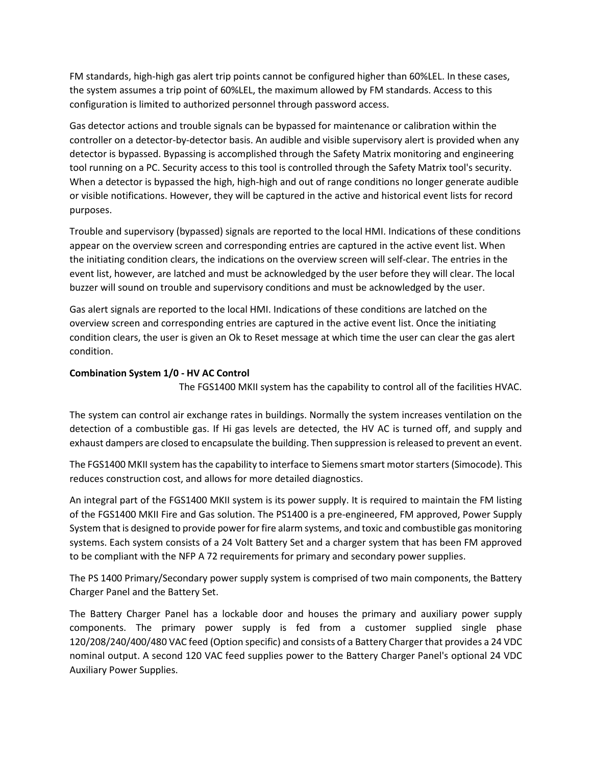FM standards, high-high gas alert trip points cannot be configured higher than 60%LEL. In these cases, the system assumes a trip point of 60%LEL, the maximum allowed by FM standards. Access to this configuration is limited to authorized personnel through password access.

Gas detector actions and trouble signals can be bypassed for maintenance or calibration within the controller on a detector-by-detector basis. An audible and visible supervisory alert is provided when any detector is bypassed. Bypassing is accomplished through the Safety Matrix monitoring and engineering tool running on a PC. Security access to this tool is controlled through the Safety Matrix tool's security. When a detector is bypassed the high, high-high and out of range conditions no longer generate audible or visible notifications. However, they will be captured in the active and historical event lists for record purposes.

Trouble and supervisory (bypassed) signals are reported to the local HMI. Indications of these conditions appear on the overview screen and corresponding entries are captured in the active event list. When the initiating condition clears, the indications on the overview screen will self-clear. The entries in the event list, however, are latched and must be acknowledged by the user before they will clear. The local buzzer will sound on trouble and supervisory conditions and must be acknowledged by the user.

Gas alert signals are reported to the local HMI. Indications of these conditions are latched on the overview screen and corresponding entries are captured in the active event list. Once the initiating condition clears, the user is given an Ok to Reset message at which time the user can clear the gas alert condition.

**Combination System 1/0 - HV AC Control**

The FGS1400 MKII system has the capability to control all of the facilities HVAC.

The system can control air exchange rates in buildings. Normally the system increases ventilation on the detection of a combustible gas. If Hi gas levels are detected, the HV AC is turned off, and supply and exhaust dampers are closed to encapsulate the building. Then suppression is released to prevent an event.

The FGS1400 MKII system has the capability to interface to Siemens smart motor starters (Simocode). This reduces construction cost, and allows for more detailed diagnostics.

An integral part of the FGS1400 MKII system is its power supply. It is required to maintain the FM listing of the FGS1400 MKII Fire and Gas solution. The PS1400 is a pre-engineered, FM approved, Power Supply System that is designed to provide power for fire alarm systems, and toxic and combustible gas monitoring systems. Each system consists of a 24 Volt Battery Set and a charger system that has been FM approved to be compliant with the NFP A 72 requirements for primary and secondary power supplies.

The PS 1400 Primary/Secondary power supply system is comprised of two main components, the Battery Charger Panel and the Battery Set.

The Battery Charger Panel has a lockable door and houses the primary and auxiliary power supply components. The primary power supply is fed from a customer supplied single phase 120/208/240/400/480 VAC feed (Option specific) and consists of a Battery Charger that provides a 24 VDC nominal output. A second 120 VAC feed supplies power to the Battery Charger Panel's optional 24 VDC Auxiliary Power Supplies.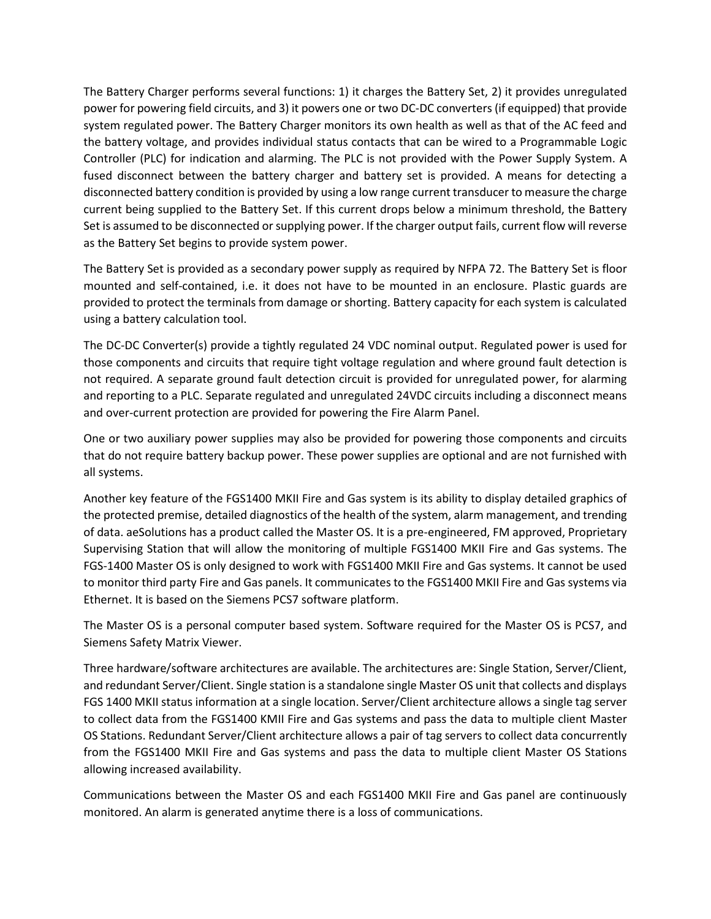The Battery Charger performs several functions: 1) it charges the Battery Set, 2) it provides unregulated power for powering field circuits, and 3) it powers one or two DC-DC converters (if equipped) that provide system regulated power. The Battery Charger monitors its own health as well as that of the AC feed and the battery voltage, and provides individual status contacts that can be wired to a Programmable Logic Controller (PLC) for indication and alarming. The PLC is not provided with the Power Supply System. A fused disconnect between the battery charger and battery set is provided. A means for detecting a disconnected battery condition is provided by using a low range current transducer to measure the charge current being supplied to the Battery Set. If this current drops below a minimum threshold, the Battery Set is assumed to be disconnected or supplying power. If the charger output fails, current flow will reverse as the Battery Set begins to provide system power.

The Battery Set is provided as a secondary power supply as required by NFPA 72. The Battery Set is floor mounted and self-contained, i.e. it does not have to be mounted in an enclosure. Plastic guards are provided to protect the terminals from damage or shorting. Battery capacity for each system is calculated using a battery calculation tool.

The DC-DC Converter(s) provide a tightly regulated 24 VDC nominal output. Regulated power is used for those components and circuits that require tight voltage regulation and where ground fault detection is not required. A separate ground fault detection circuit is provided for unregulated power, for alarming and reporting to a PLC. Separate regulated and unregulated 24VDC circuits including a disconnect means and over-current protection are provided for powering the Fire Alarm Panel.

One or two auxiliary power supplies may also be provided for powering those components and circuits that do not require battery backup power. These power supplies are optional and are not furnished with all systems.

Another key feature of the FGS1400 MKII Fire and Gas system is its ability to display detailed graphics of the protected premise, detailed diagnostics of the health of the system, alarm management, and trending of data. aeSolutions has a product called the Master OS. It is a pre-engineered, FM approved, Proprietary Supervising Station that will allow the monitoring of multiple FGS1400 MKII Fire and Gas systems. The FGS-1400 Master OS is only designed to work with FGS1400 MKII Fire and Gas systems. It cannot be used to monitor third party Fire and Gas panels. It communicates to the FGS1400 MKII Fire and Gas systems via Ethernet. It is based on the Siemens PCS7 software platform.

The Master OS is a personal computer based system. Software required for the Master OS is PCS7, and Siemens Safety Matrix Viewer.

Three hardware/software architectures are available. The architectures are: Single Station, Server/Client, and redundant Server/Client. Single station is a standalone single Master OS unit that collects and displays FGS 1400 MKII status information at a single location. Server/Client architecture allows a single tag server to collect data from the FGS1400 KMII Fire and Gas systems and pass the data to multiple client Master OS Stations. Redundant Server/Client architecture allows a pair of tag servers to collect data concurrently from the FGS1400 MKII Fire and Gas systems and pass the data to multiple client Master OS Stations allowing increased availability.

Communications between the Master OS and each FGS1400 MKII Fire and Gas panel are continuously monitored. An alarm is generated anytime there is a loss of communications.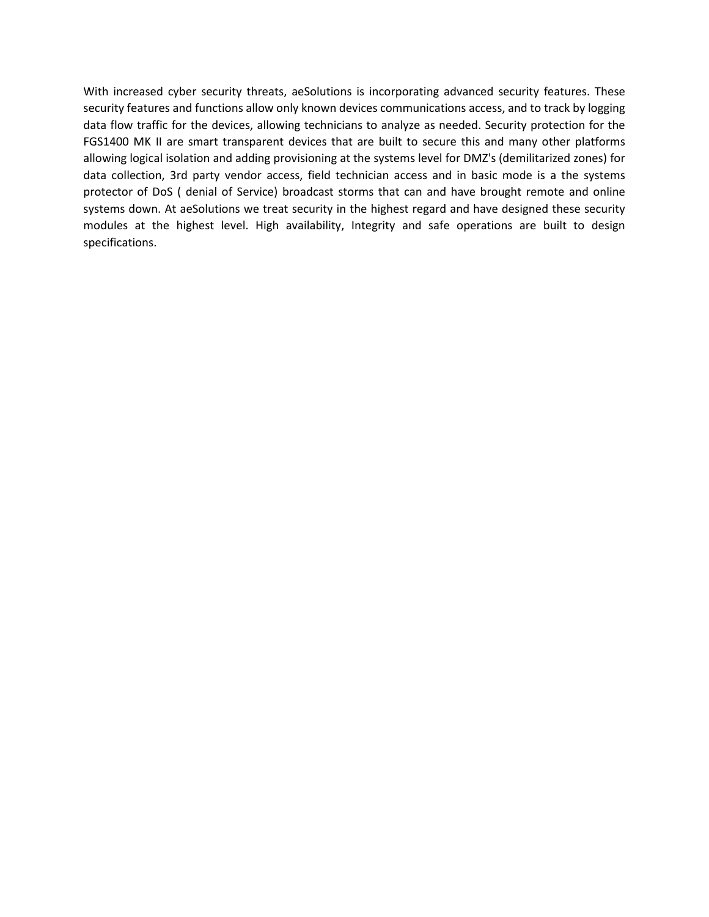With increased cyber security threats, aeSolutions is incorporating advanced security features. These security features and functions allow only known devices communications access, and to track by logging data flow traffic for the devices, allowing technicians to analyze as needed. Security protection for the FGS1400 MK II are smart transparent devices that are built to secure this and many other platforms allowing logical isolation and adding provisioning at the systems level for DMZ's (demilitarized zones) for data collection, 3rd party vendor access, field technician access and in basic mode is a the systems protector of DoS ( denial of Service) broadcast storms that can and have brought remote and online systems down. At aeSolutions we treat security in the highest regard and have designed these security modules at the highest level. High availability, Integrity and safe operations are built to design specifications.